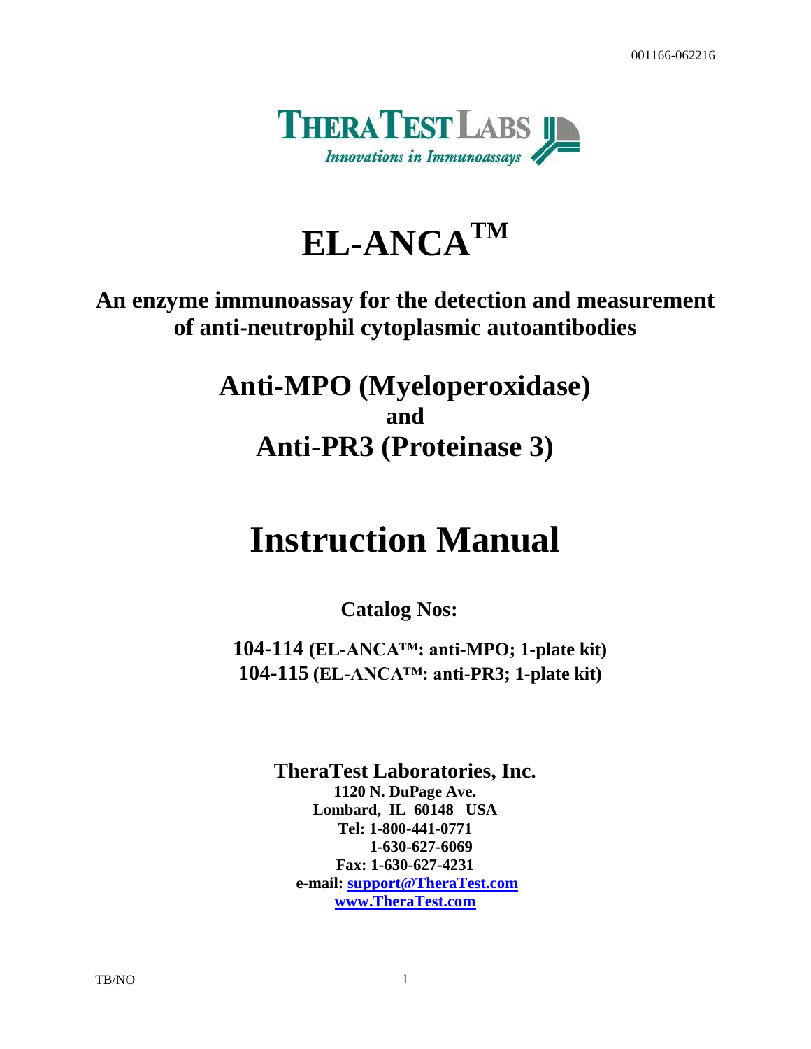001166-062216

THERATEST LABS
*Innovations in Immunoassays*

# EL-ANCA™

## An enzyme immunoassay for the detection and measurement of anti-neutrophil cytoplasmic autoantibodies

## Anti-MPO (Myeloperoxidase)
**and**
## Anti-PR3 (Proteinase 3)

# Instruction Manual

**Catalog Nos:**

**104-114** (EL-ANCA™: anti-MPO; 1-plate kit)
**104-115** (EL-ANCA™: anti-PR3; 1-plate kit)

**TheraTest Laboratories, Inc.**
**1120 N. DuPage Ave.**
**Lombard, IL 60148 USA**
**Tel: 1-800-441-0771**
**1-630-627-6069**
**Fax: 1-630-627-4231**
**e-mail: support@TheraTest.com**
**www.TheraTest.com**

TB/NO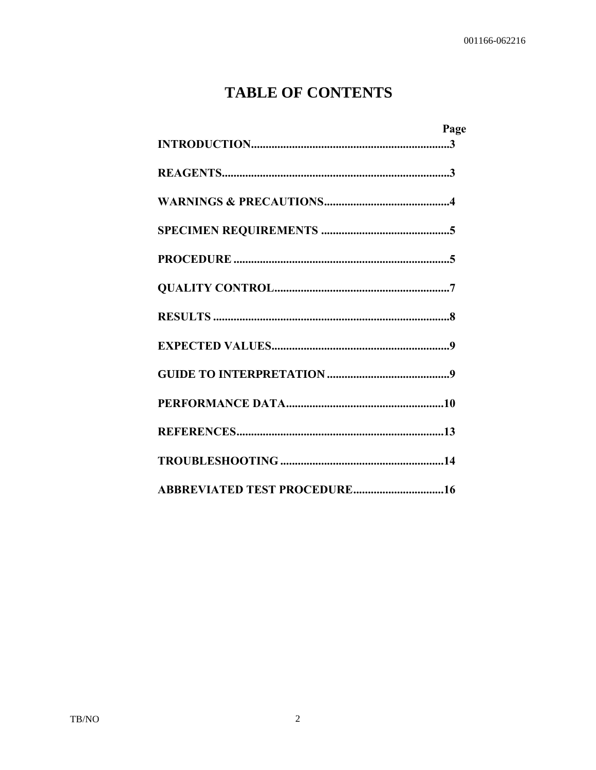# TABLE OF CONTENTS

| | Page |
|---|---|
| **INTRODUCTION** | **3** |
| **REAGENTS** | **3** |
| **WARNINGS & PRECAUTIONS** | **4** |
| **SPECIMEN REQUIREMENTS** | **5** |
| **PROCEDURE** | **5** |
| **QUALITY CONTROL** | **7** |
| **RESULTS** | **8** |
| **EXPECTED VALUES** | **9** |
| **GUIDE TO INTERPRETATION** | **9** |
| **PERFORMANCE DATA** | **10** |
| **REFERENCES** | **13** |
| **TROUBLESHOOTING** | **14** |
| **ABBREVIATED TEST PROCEDURE** | **16** |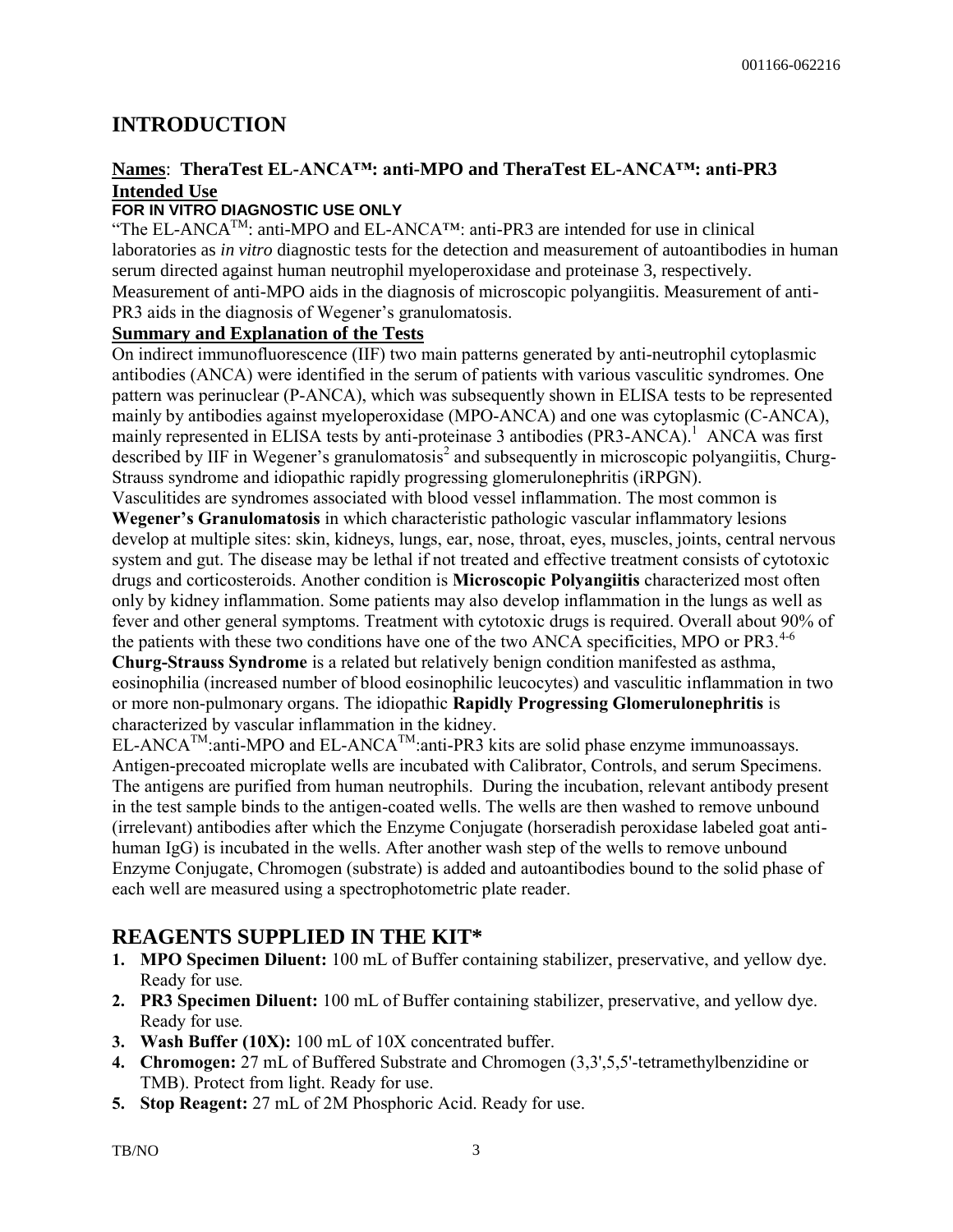# INTRODUCTION

## Names: TheraTest EL-ANCA™: anti-MPO and TheraTest EL-ANCA™: anti-PR3

### Intended Use

**FOR IN VITRO DIAGNOSTIC USE ONLY**

"The EL-ANCA™: anti-MPO and EL-ANCA™: anti-PR3 are intended for use in clinical laboratories as *in vitro* diagnostic tests for the detection and measurement of autoantibodies in human serum directed against human neutrophil myeloperoxidase and proteinase 3, respectively. Measurement of anti-MPO aids in the diagnosis of microscopic polyangiitis. Measurement of anti-PR3 aids in the diagnosis of Wegener's granulomatosis.

### Summary and Explanation of the Tests

On indirect immunofluorescence (IIF) two main patterns generated by anti-neutrophil cytoplasmic antibodies (ANCA) were identified in the serum of patients with various vasculitic syndromes. One pattern was perinuclear (P-ANCA), which was subsequently shown in ELISA tests to be represented mainly by antibodies against myeloperoxidase (MPO-ANCA) and one was cytoplasmic (C-ANCA), mainly represented in ELISA tests by anti-proteinase 3 antibodies (PR3-ANCA).[1] ANCA was first described by IIF in Wegener's granulomatosis[2] and subsequently in microscopic polyangiitis, Churg-Strauss syndrome and idiopathic rapidly progressing glomerulonephritis (iRPGN).

Vasculitides are syndromes associated with blood vessel inflammation. The most common is **Wegener's Granulomatosis** in which characteristic pathologic vascular inflammatory lesions develop at multiple sites: skin, kidneys, lungs, ear, nose, throat, eyes, muscles, joints, central nervous system and gut. The disease may be lethal if not treated and effective treatment consists of cytotoxic drugs and corticosteroids. Another condition is **Microscopic Polyangiitis** characterized most often only by kidney inflammation. Some patients may also develop inflammation in the lungs as well as fever and other general symptoms. Treatment with cytotoxic drugs is required. Overall about 90% of the patients with these two conditions have one of the two ANCA specificities, MPO or PR3.[4-6]

**Churg-Strauss Syndrome** is a related but relatively benign condition manifested as asthma, eosinophilia (increased number of blood eosinophilic leucocytes) and vasculitic inflammation in two or more non-pulmonary organs. The idiopathic **Rapidly Progressing Glomerulonephritis** is characterized by vascular inflammation in the kidney.

EL-ANCA™:anti-MPO and EL-ANCA™:anti-PR3 kits are solid phase enzyme immunoassays. Antigen-precoated microplate wells are incubated with Calibrator, Controls, and serum Specimens. The antigens are purified from human neutrophils. During the incubation, relevant antibody present in the test sample binds to the antigen-coated wells. The wells are then washed to remove unbound (irrelevant) antibodies after which the Enzyme Conjugate (horseradish peroxidase labeled goat anti-human IgG) is incubated in the wells. After another wash step of the wells to remove unbound Enzyme Conjugate, Chromogen (substrate) is added and autoantibodies bound to the solid phase of each well are measured using a spectrophotometric plate reader.

# REAGENTS SUPPLIED IN THE KIT*

1. **MPO Specimen Diluent:** 100 mL of Buffer containing stabilizer, preservative, and yellow dye. Ready for use.
2. **PR3 Specimen Diluent:** 100 mL of Buffer containing stabilizer, preservative, and yellow dye. Ready for use.
3. **Wash Buffer (10X):** 100 mL of 10X concentrated buffer.
4. **Chromogen:** 27 mL of Buffered Substrate and Chromogen (3,3',5,5'-tetramethylbenzidine or TMB). Protect from light. Ready for use.
5. **Stop Reagent:** 27 mL of 2M Phosphoric Acid. Ready for use.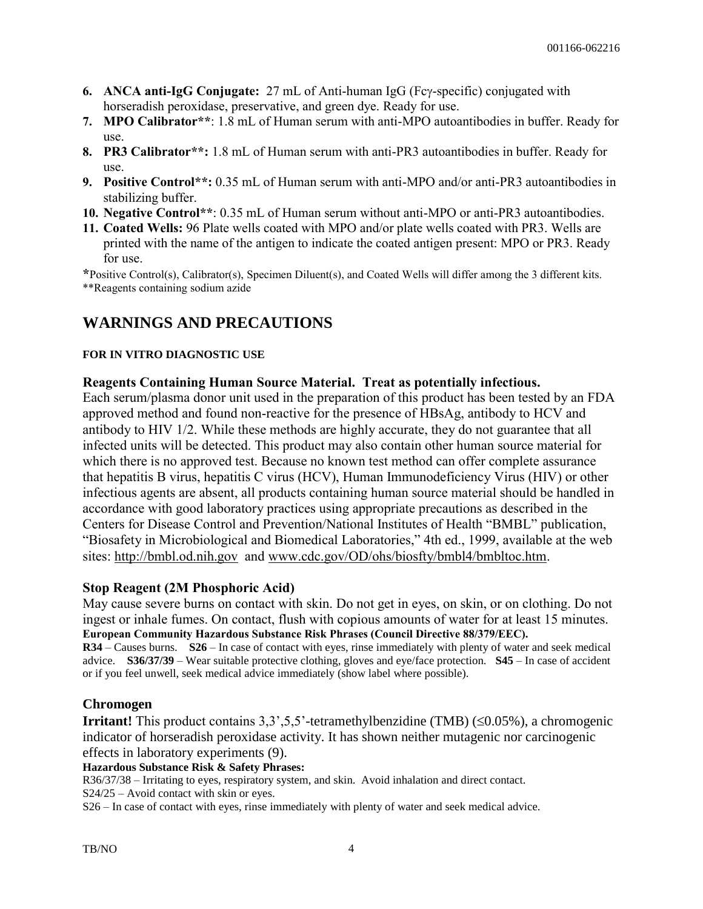6. **ANCA anti-IgG Conjugate:** 27 mL of Anti-human IgG (Fcγ-specific) conjugated with horseradish peroxidase, preservative, and green dye. Ready for use.
7. **MPO Calibrator****: 1.8 mL of Human serum with anti-MPO autoantibodies in buffer. Ready for use.
8. **PR3 Calibrator**:** 1.8 mL of Human serum with anti-PR3 autoantibodies in buffer. Ready for use.
9. **Positive Control**:** 0.35 mL of Human serum with anti-MPO and/or anti-PR3 autoantibodies in stabilizing buffer.
10. **Negative Control****: 0.35 mL of Human serum without anti-MPO or anti-PR3 autoantibodies.
11. **Coated Wells:** 96 Plate wells coated with MPO and/or plate wells coated with PR3. Wells are printed with the name of the antigen to indicate the coated antigen present: MPO or PR3. Ready for use.

*Positive Control(s), Calibrator(s), Specimen Diluent(s), and Coated Wells will differ among the 3 different kits.
**Reagents containing sodium azide

# WARNINGS AND PRECAUTIONS

**FOR IN VITRO DIAGNOSTIC USE**

### Reagents Containing Human Source Material. Treat as potentially infectious.

Each serum/plasma donor unit used in the preparation of this product has been tested by an FDA approved method and found non-reactive for the presence of HBsAg, antibody to HCV and antibody to HIV 1/2. While these methods are highly accurate, they do not guarantee that all infected units will be detected. This product may also contain other human source material for which there is no approved test. Because no known test method can offer complete assurance that hepatitis B virus, hepatitis C virus (HCV), Human Immunodeficiency Virus (HIV) or other infectious agents are absent, all products containing human source material should be handled in accordance with good laboratory practices using appropriate precautions as described in the Centers for Disease Control and Prevention/National Institutes of Health "BMBL" publication, "Biosafety in Microbiological and Biomedical Laboratories," 4th ed., 1999, available at the web sites: http://bmbl.od.nih.gov and www.cdc.gov/OD/ohs/biosfty/bmbl4/bmbltoc.htm.

### Stop Reagent (2M Phosphoric Acid)

May cause severe burns on contact with skin. Do not get in eyes, on skin, or on clothing. Do not ingest or inhale fumes. On contact, flush with copious amounts of water for at least 15 minutes.

**European Community Hazardous Substance Risk Phrases (Council Directive 88/379/EEC).**

**R34** – Causes burns. **S26** – In case of contact with eyes, rinse immediately with plenty of water and seek medical advice. **S36/37/39** – Wear suitable protective clothing, gloves and eye/face protection. **S45** – In case of accident or if you feel unwell, seek medical advice immediately (show label where possible).

### Chromogen

**Irritant!** This product contains 3,3',5,5'-tetramethylbenzidine (TMB) (≤0.05%), a chromogenic indicator of horseradish peroxidase activity. It has shown neither mutagenic nor carcinogenic effects in laboratory experiments (9).

**Hazardous Substance Risk & Safety Phrases:**

R36/37/38 – Irritating to eyes, respiratory system, and skin. Avoid inhalation and direct contact.
S24/25 – Avoid contact with skin or eyes.
S26 – In case of contact with eyes, rinse immediately with plenty of water and seek medical advice.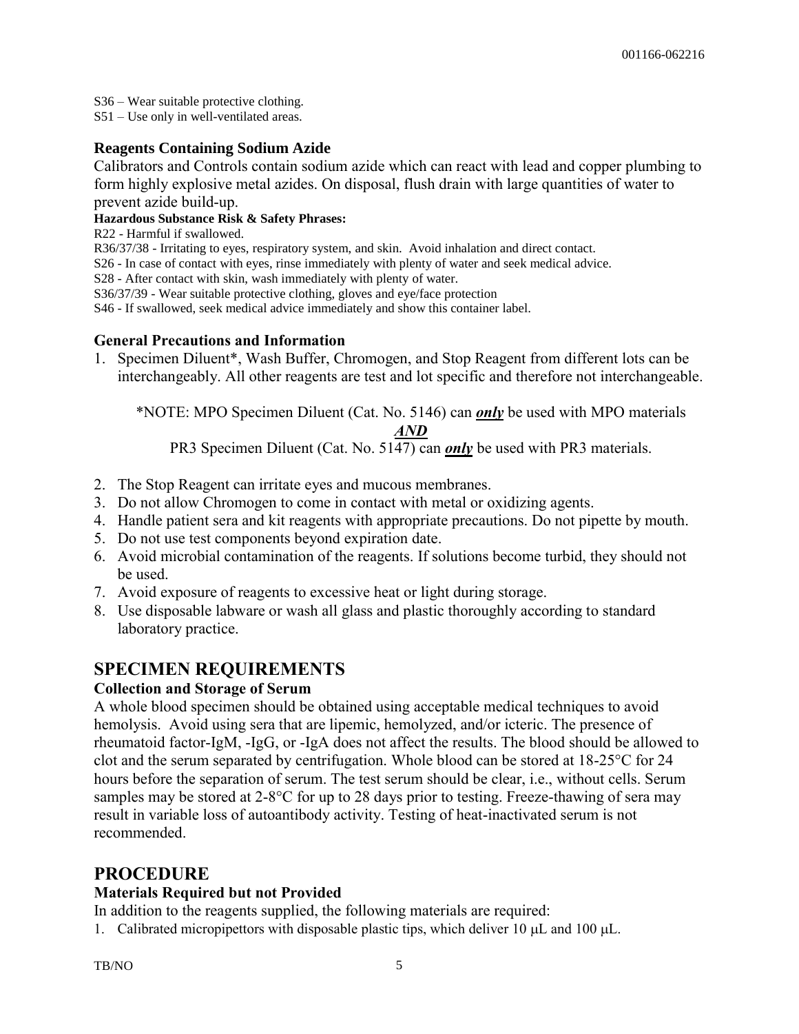S36 – Wear suitable protective clothing.
S51 – Use only in well-ventilated areas.

### Reagents Containing Sodium Azide

Calibrators and Controls contain sodium azide which can react with lead and copper plumbing to form highly explosive metal azides. On disposal, flush drain with large quantities of water to prevent azide build-up.

**Hazardous Substance Risk & Safety Phrases:**

R22 - Harmful if swallowed.
R36/37/38 - Irritating to eyes, respiratory system, and skin. Avoid inhalation and direct contact.
S26 - In case of contact with eyes, rinse immediately with plenty of water and seek medical advice.
S28 - After contact with skin, wash immediately with plenty of water.
S36/37/39 - Wear suitable protective clothing, gloves and eye/face protection
S46 - If swallowed, seek medical advice immediately and show this container label.

### General Precautions and Information

1. Specimen Diluent*, Wash Buffer, Chromogen, and Stop Reagent from different lots can be interchangeably. All other reagents are test and lot specific and therefore not interchangeable.

   *NOTE: MPO Specimen Diluent (Cat. No. 5146) can ***only*** be used with MPO materials

   ***AND***

   PR3 Specimen Diluent (Cat. No. 5147) can ***only*** be used with PR3 materials.

2. The Stop Reagent can irritate eyes and mucous membranes.
3. Do not allow Chromogen to come in contact with metal or oxidizing agents.
4. Handle patient sera and kit reagents with appropriate precautions. Do not pipette by mouth.
5. Do not use test components beyond expiration date.
6. Avoid microbial contamination of the reagents. If solutions become turbid, they should not be used.
7. Avoid exposure of reagents to excessive heat or light during storage.
8. Use disposable labware or wash all glass and plastic thoroughly according to standard laboratory practice.

## SPECIMEN REQUIREMENTS

### Collection and Storage of Serum

A whole blood specimen should be obtained using acceptable medical techniques to avoid hemolysis. Avoid using sera that are lipemic, hemolyzed, and/or icteric. The presence of rheumatoid factor-IgM, -IgG, or -IgA does not affect the results. The blood should be allowed to clot and the serum separated by centrifugation. Whole blood can be stored at 18-25°C for 24 hours before the separation of serum. The test serum should be clear, i.e., without cells. Serum samples may be stored at 2-8°C for up to 28 days prior to testing. Freeze-thawing of sera may result in variable loss of autoantibody activity. Testing of heat-inactivated serum is not recommended.

## PROCEDURE

### Materials Required but not Provided

In addition to the reagents supplied, the following materials are required:

1. Calibrated micropipettors with disposable plastic tips, which deliver 10 μL and 100 μL.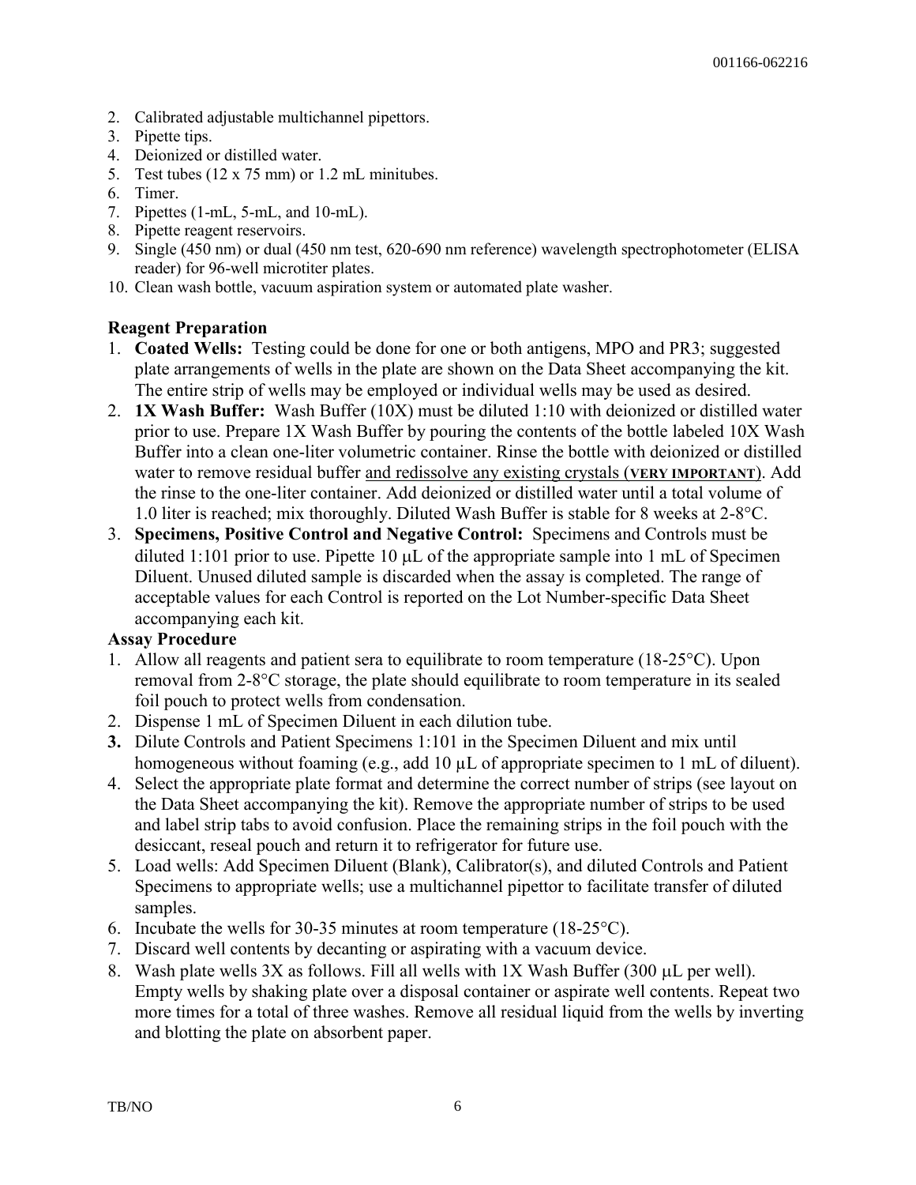2. Calibrated adjustable multichannel pipettors.
3. Pipette tips.
4. Deionized or distilled water.
5. Test tubes (12 x 75 mm) or 1.2 mL minitubes.
6. Timer.
7. Pipettes (1-mL, 5-mL, and 10-mL).
8. Pipette reagent reservoirs.
9. Single (450 nm) or dual (450 nm test, 620-690 nm reference) wavelength spectrophotometer (ELISA reader) for 96-well microtiter plates.
10. Clean wash bottle, vacuum aspiration system or automated plate washer.

**Reagent Preparation**

1. **Coated Wells:** Testing could be done for one or both antigens, MPO and PR3; suggested plate arrangements of wells in the plate are shown on the Data Sheet accompanying the kit. The entire strip of wells may be employed or individual wells may be used as desired.
2. **1X Wash Buffer:** Wash Buffer (10X) must be diluted 1:10 with deionized or distilled water prior to use. Prepare 1X Wash Buffer by pouring the contents of the bottle labeled 10X Wash Buffer into a clean one-liter volumetric container. Rinse the bottle with deionized or distilled water to remove residual buffer <u>and redissolve any existing crystals (**VERY IMPORTANT**)</u>. Add the rinse to the one-liter container. Add deionized or distilled water until a total volume of 1.0 liter is reached; mix thoroughly. Diluted Wash Buffer is stable for 8 weeks at 2-8°C.
3. **Specimens, Positive Control and Negative Control:** Specimens and Controls must be diluted 1:101 prior to use. Pipette 10 μL of the appropriate sample into 1 mL of Specimen Diluent. Unused diluted sample is discarded when the assay is completed. The range of acceptable values for each Control is reported on the Lot Number-specific Data Sheet accompanying each kit.

**Assay Procedure**

1. Allow all reagents and patient sera to equilibrate to room temperature (18-25°C). Upon removal from 2-8°C storage, the plate should equilibrate to room temperature in its sealed foil pouch to protect wells from condensation.
2. Dispense 1 mL of Specimen Diluent in each dilution tube.
3. Dilute Controls and Patient Specimens 1:101 in the Specimen Diluent and mix until homogeneous without foaming (e.g., add 10 μL of appropriate specimen to 1 mL of diluent).
4. Select the appropriate plate format and determine the correct number of strips (see layout on the Data Sheet accompanying the kit). Remove the appropriate number of strips to be used and label strip tabs to avoid confusion. Place the remaining strips in the foil pouch with the desiccant, reseal pouch and return it to refrigerator for future use.
5. Load wells: Add Specimen Diluent (Blank), Calibrator(s), and diluted Controls and Patient Specimens to appropriate wells; use a multichannel pipettor to facilitate transfer of diluted samples.
6. Incubate the wells for 30-35 minutes at room temperature (18-25°C).
7. Discard well contents by decanting or aspirating with a vacuum device.
8. Wash plate wells 3X as follows. Fill all wells with 1X Wash Buffer (300 μL per well). Empty wells by shaking plate over a disposal container or aspirate well contents. Repeat two more times for a total of three washes. Remove all residual liquid from the wells by inverting and blotting the plate on absorbent paper.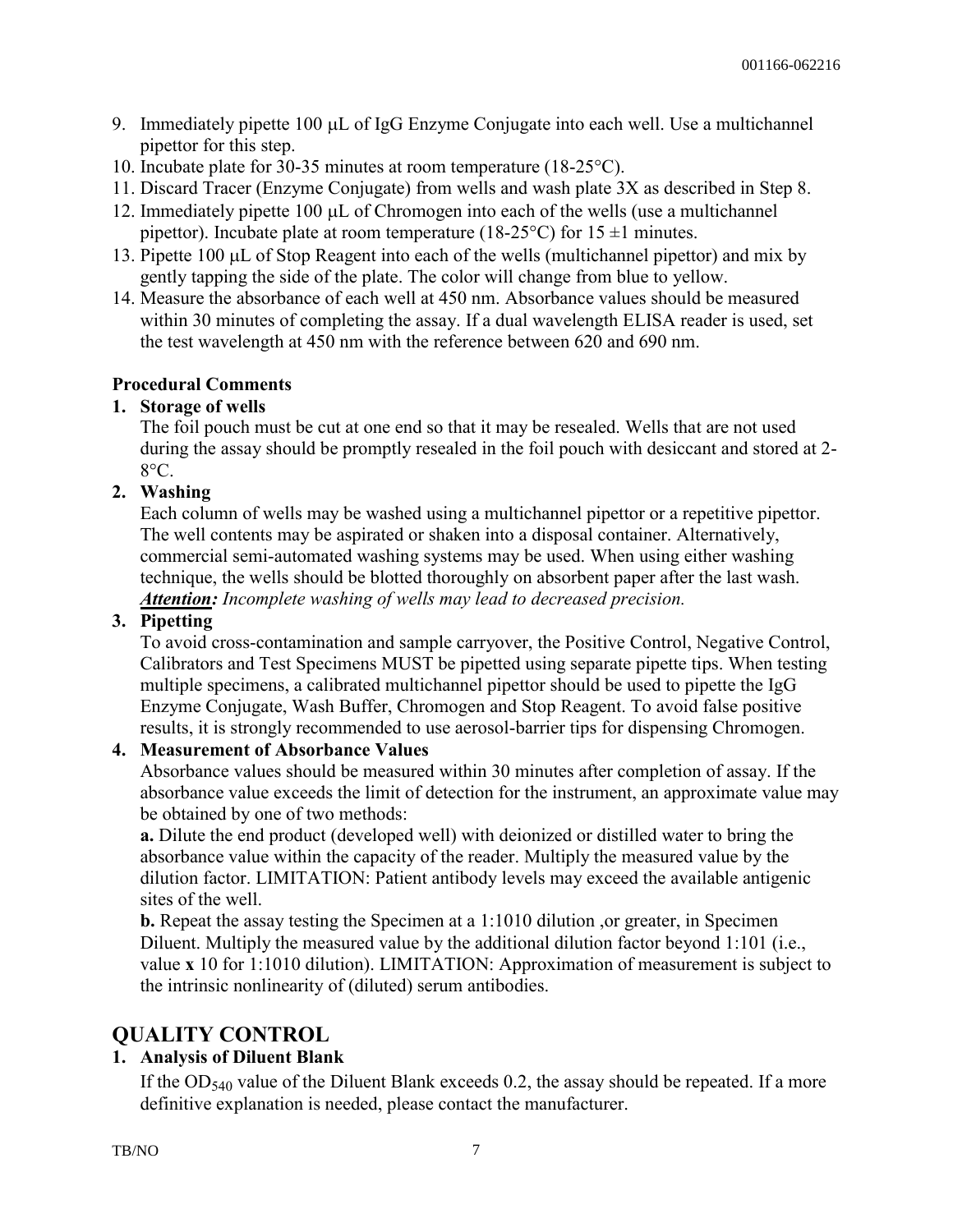9. Immediately pipette 100 μL of IgG Enzyme Conjugate into each well. Use a multichannel pipettor for this step.
10. Incubate plate for 30-35 minutes at room temperature (18-25°C).
11. Discard Tracer (Enzyme Conjugate) from wells and wash plate 3X as described in Step 8.
12. Immediately pipette 100 μL of Chromogen into each of the wells (use a multichannel pipettor). Incubate plate at room temperature (18-25°C) for 15 ±1 minutes.
13. Pipette 100 μL of Stop Reagent into each of the wells (multichannel pipettor) and mix by gently tapping the side of the plate. The color will change from blue to yellow.
14. Measure the absorbance of each well at 450 nm. Absorbance values should be measured within 30 minutes of completing the assay. If a dual wavelength ELISA reader is used, set the test wavelength at 450 nm with the reference between 620 and 690 nm.

**Procedural Comments**

1. **Storage of wells**
   The foil pouch must be cut at one end so that it may be resealed. Wells that are not used during the assay should be promptly resealed in the foil pouch with desiccant and stored at 2-8°C.
2. **Washing**
   Each column of wells may be washed using a multichannel pipettor or a repetitive pipettor. The well contents may be aspirated or shaken into a disposal container. Alternatively, commercial semi-automated washing systems may be used. When using either washing technique, the wells should be blotted thoroughly on absorbent paper after the last wash.
   ***Attention:*** *Incomplete washing of wells may lead to decreased precision.*
3. **Pipetting**
   To avoid cross-contamination and sample carryover, the Positive Control, Negative Control, Calibrators and Test Specimens MUST be pipetted using separate pipette tips. When testing multiple specimens, a calibrated multichannel pipettor should be used to pipette the IgG Enzyme Conjugate, Wash Buffer, Chromogen and Stop Reagent. To avoid false positive results, it is strongly recommended to use aerosol-barrier tips for dispensing Chromogen.
4. **Measurement of Absorbance Values**
   Absorbance values should be measured within 30 minutes after completion of assay. If the absorbance value exceeds the limit of detection for the instrument, an approximate value may be obtained by one of two methods:
   **a.** Dilute the end product (developed well) with deionized or distilled water to bring the absorbance value within the capacity of the reader. Multiply the measured value by the dilution factor. LIMITATION: Patient antibody levels may exceed the available antigenic sites of the well.
   **b.** Repeat the assay testing the Specimen at a 1:1010 dilution ,or greater, in Specimen Diluent. Multiply the measured value by the additional dilution factor beyond 1:101 (i.e., value **x** 10 for 1:1010 dilution). LIMITATION: Approximation of measurement is subject to the intrinsic nonlinearity of (diluted) serum antibodies.

## QUALITY CONTROL

1. **Analysis of Diluent Blank**
   If the $OD_{540}$ value of the Diluent Blank exceeds 0.2, the assay should be repeated. If a more definitive explanation is needed, please contact the manufacturer.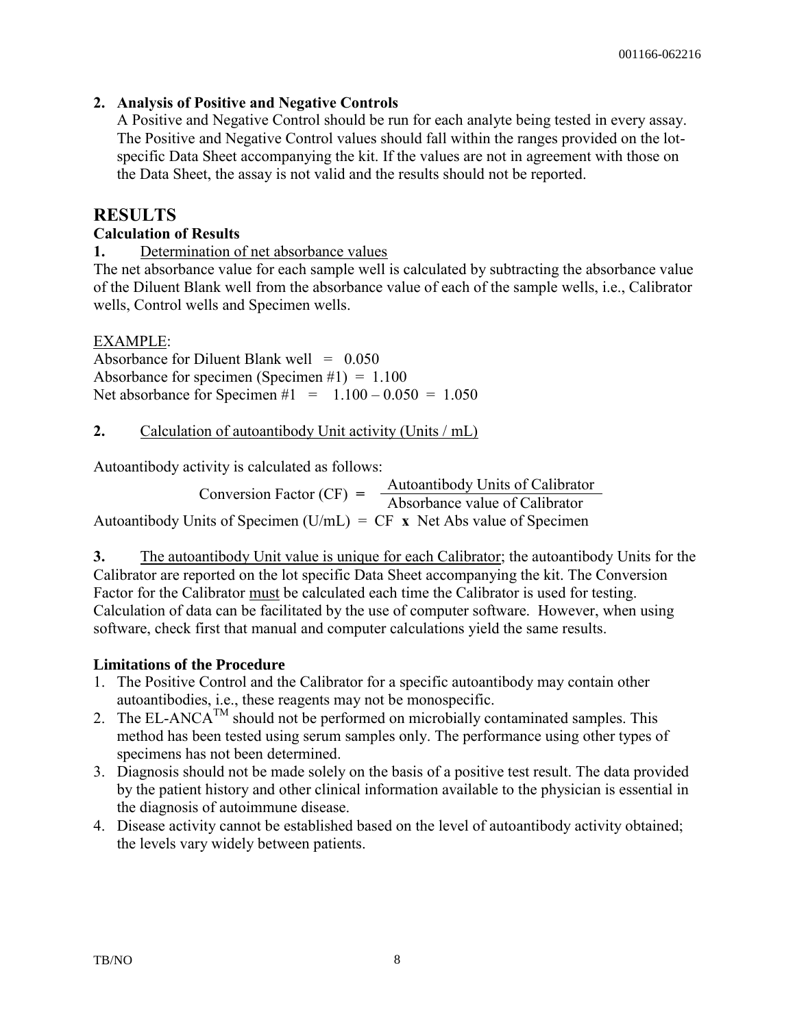**2. Analysis of Positive and Negative Controls**

A Positive and Negative Control should be run for each analyte being tested in every assay. The Positive and Negative Control values should fall within the ranges provided on the lot-specific Data Sheet accompanying the kit. If the values are not in agreement with those on the Data Sheet, the assay is not valid and the results should not be reported.

# RESULTS

### Calculation of Results

**1.** Determination of net absorbance values

The net absorbance value for each sample well is calculated by subtracting the absorbance value of the Diluent Blank well from the absorbance value of each of the sample wells, i.e., Calibrator wells, Control wells and Specimen wells.

EXAMPLE:

Absorbance for Diluent Blank well = 0.050
Absorbance for specimen (Specimen #1) = 1.100
Net absorbance for Specimen #1 = 1.100 – 0.050 = 1.050

**2.** Calculation of autoantibody Unit activity (Units / mL)

Autoantibody activity is calculated as follows:

$$\text{Conversion Factor (CF)} = \frac{\text{Autoantibody Units of Calibrator}}{\text{Absorbance value of Calibrator}}$$

$$\text{Autoantibody Units of Specimen (U/mL)} = \text{CF} \times \text{Net Abs value of Specimen}$$

**3.** The autoantibody Unit value is unique for each Calibrator; the autoantibody Units for the Calibrator are reported on the lot specific Data Sheet accompanying the kit. The Conversion Factor for the Calibrator must be calculated each time the Calibrator is used for testing. Calculation of data can be facilitated by the use of computer software. However, when using software, check first that manual and computer calculations yield the same results.

### Limitations of the Procedure

1. The Positive Control and the Calibrator for a specific autoantibody may contain other autoantibodies, i.e., these reagents may not be monospecific.
2. The EL-ANCA™ should not be performed on microbially contaminated samples. This method has been tested using serum samples only. The performance using other types of specimens has not been determined.
3. Diagnosis should not be made solely on the basis of a positive test result. The data provided by the patient history and other clinical information available to the physician is essential in the diagnosis of autoimmune disease.
4. Disease activity cannot be established based on the level of autoantibody activity obtained; the levels vary widely between patients.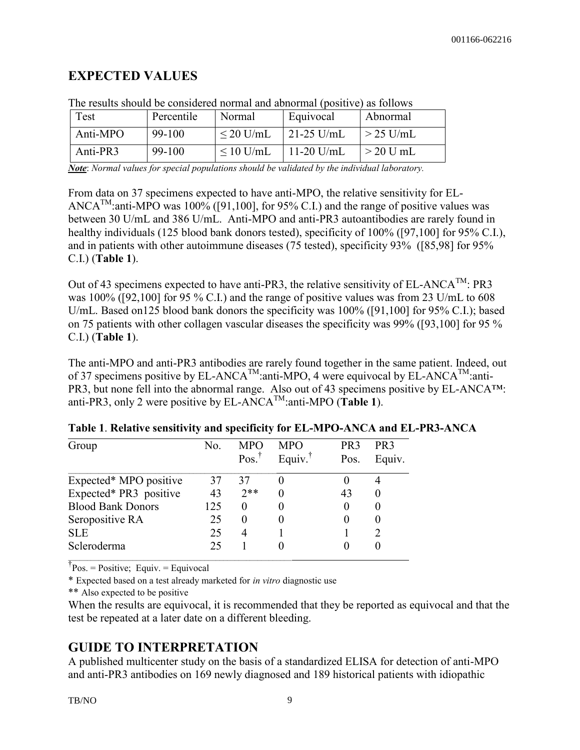## EXPECTED VALUES

The results should be considered normal and abnormal (positive) as follows

| Test | Percentile | Normal | Equivocal | Abnormal |
|---|---|---|---|---|
| Anti-MPO | 99-100 | ≤ 20 U/mL | 21-25 U/mL | > 25 U/mL |
| Anti-PR3 | 99-100 | ≤ 10 U/mL | 11-20 U/mL | > 20 U mL |

***Note***: *Normal values for special populations should be validated by the individual laboratory.*

From data on 37 specimens expected to have anti-MPO, the relative sensitivity for EL-ANCA™:anti-MPO was 100% ([91,100], for 95% C.I.) and the range of positive values was between 30 U/mL and 386 U/mL. Anti-MPO and anti-PR3 autoantibodies are rarely found in healthy individuals (125 blood bank donors tested), specificity of 100% ([97,100] for 95% C.I.), and in patients with other autoimmune diseases (75 tested), specificity 93% ([85,98] for 95% C.I.) (**Table 1**).

Out of 43 specimens expected to have anti-PR3, the relative sensitivity of EL-ANCA™: PR3 was 100% ([92,100] for 95 % C.I.) and the range of positive values was from 23 U/mL to 608 U/mL. Based on125 blood bank donors the specificity was 100% ([91,100] for 95% C.I.); based on 75 patients with other collagen vascular diseases the specificity was 99% ([93,100] for 95 % C.I.) (**Table 1**).

The anti-MPO and anti-PR3 antibodies are rarely found together in the same patient. Indeed, out of 37 specimens positive by EL-ANCA™:anti-MPO, 4 were equivocal by EL-ANCA™:anti-PR3, but none fell into the abnormal range. Also out of 43 specimens positive by EL-ANCA™: anti-PR3, only 2 were positive by EL-ANCA™:anti-MPO (**Table 1**).

**Table 1**. **Relative sensitivity and specificity for EL-MPO-ANCA and EL-PR3-ANCA**

| Group | No. | MPO Pos.† | MPO Equiv.† | PR3 Pos. | PR3 Equiv. |
|---|---|---|---|---|---|
| Expected* MPO positive | 37 | 37 | 0 | 0 | 4 |
| Expected* PR3 positive | 43 | 2** | 0 | 43 | 0 |
| Blood Bank Donors | 125 | 0 | 0 | 0 | 0 |
| Seropositive RA | 25 | 0 | 0 | 0 | 0 |
| SLE | 25 | 4 | 1 | 1 | 2 |
| Scleroderma | 25 | 1 | 0 | 0 | 0 |

†Pos. = Positive; Equiv. = Equivocal

\* Expected based on a test already marketed for *in vitro* diagnostic use

** Also expected to be positive

When the results are equivocal, it is recommended that they be reported as equivocal and that the test be repeated at a later date on a different bleeding.

## GUIDE TO INTERPRETATION

A published multicenter study on the basis of a standardized ELISA for detection of anti-MPO and anti-PR3 antibodies on 169 newly diagnosed and 189 historical patients with idiopathic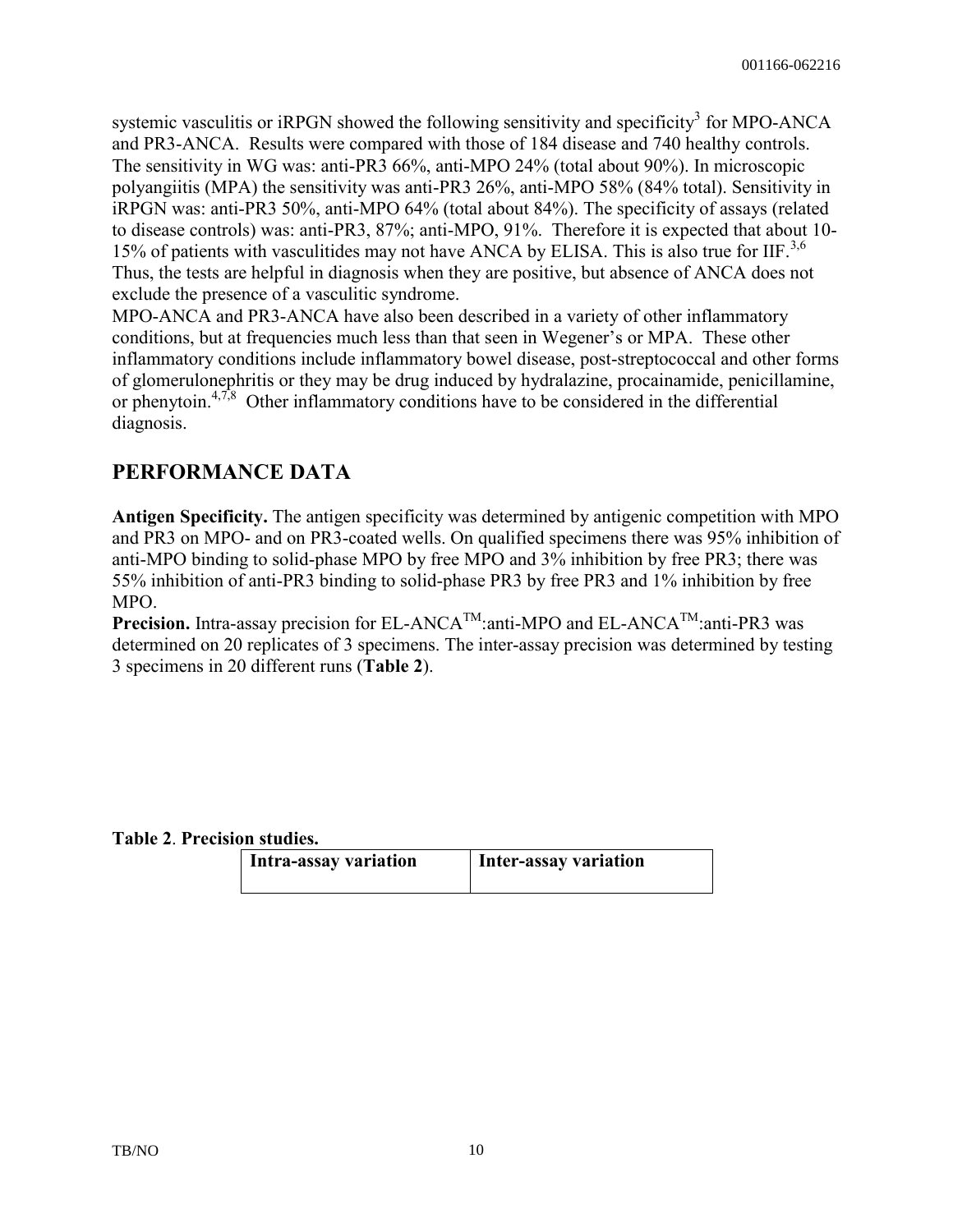systemic vasculitis or iRPGN showed the following sensitivity and specificity[3] for MPO-ANCA and PR3-ANCA. Results were compared with those of 184 disease and 740 healthy controls. The sensitivity in WG was: anti-PR3 66%, anti-MPO 24% (total about 90%). In microscopic polyangiitis (MPA) the sensitivity was anti-PR3 26%, anti-MPO 58% (84% total). Sensitivity in iRPGN was: anti-PR3 50%, anti-MPO 64% (total about 84%). The specificity of assays (related to disease controls) was: anti-PR3, 87%; anti-MPO, 91%. Therefore it is expected that about 10-15% of patients with vasculitides may not have ANCA by ELISA. This is also true for IIF.[3,6] Thus, the tests are helpful in diagnosis when they are positive, but absence of ANCA does not exclude the presence of a vasculitic syndrome.

MPO-ANCA and PR3-ANCA have also been described in a variety of other inflammatory conditions, but at frequencies much less than that seen in Wegener's or MPA. These other inflammatory conditions include inflammatory bowel disease, post-streptococcal and other forms of glomerulonephritis or they may be drug induced by hydralazine, procainamide, penicillamine, or phenytoin.[4,7,8] Other inflammatory conditions have to be considered in the differential diagnosis.

## PERFORMANCE DATA

**Antigen Specificity.** The antigen specificity was determined by antigenic competition with MPO and PR3 on MPO- and on PR3-coated wells. On qualified specimens there was 95% inhibition of anti-MPO binding to solid-phase MPO by free MPO and 3% inhibition by free PR3; there was 55% inhibition of anti-PR3 binding to solid-phase PR3 by free PR3 and 1% inhibition by free MPO.

**Precision.** Intra-assay precision for EL-ANCA™:anti-MPO and EL-ANCA™:anti-PR3 was determined on 20 replicates of 3 specimens. The inter-assay precision was determined by testing 3 specimens in 20 different runs (**Table 2**).

**Table 2**. **Precision studies.**

| Intra-assay variation | Inter-assay variation |
| --- | --- |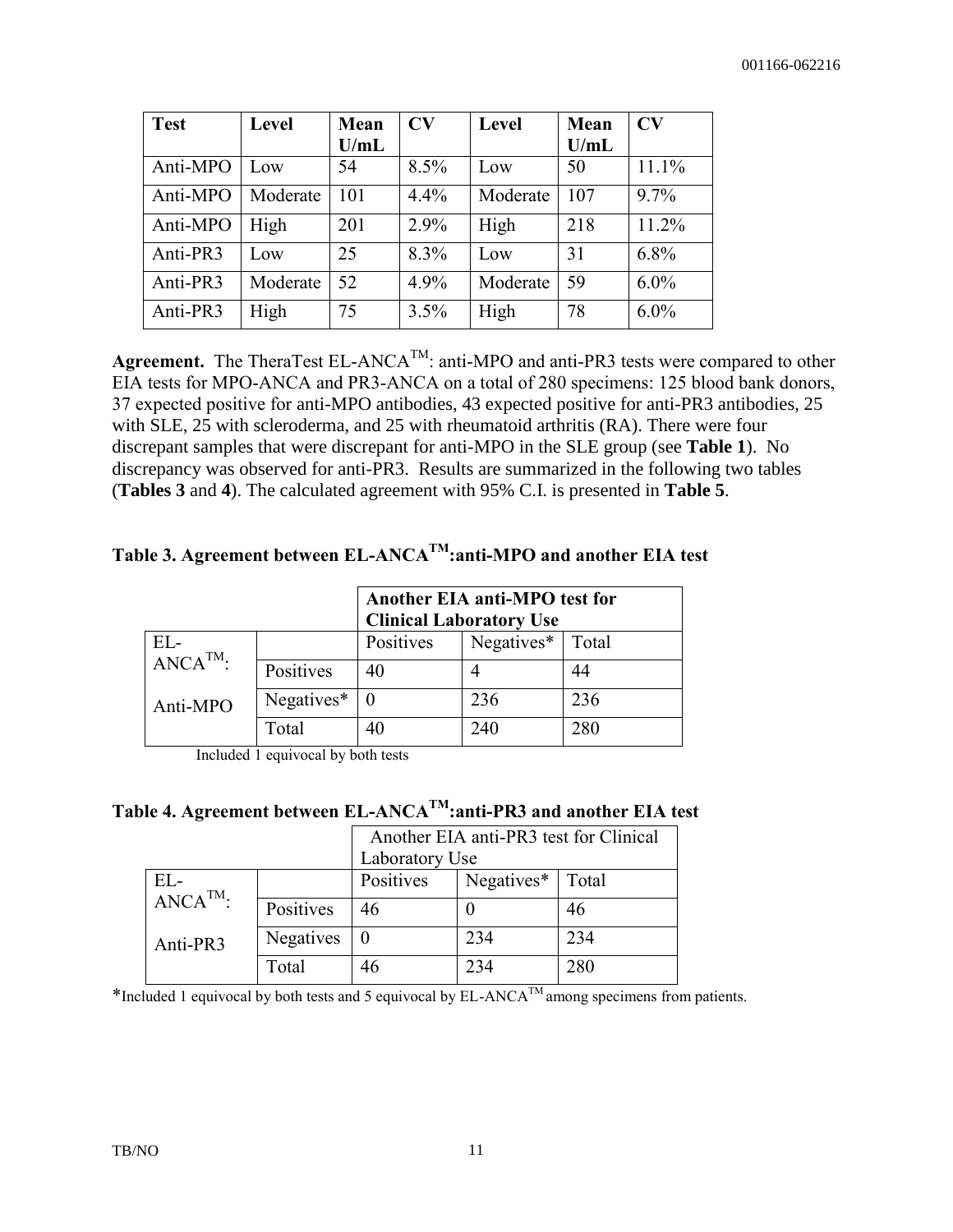| Test | Level | Mean U/mL | CV | Level | Mean U/mL | CV |
|---|---|---|---|---|---|---|
| Anti-MPO | Low | 54 | 8.5% | Low | 50 | 11.1% |
| Anti-MPO | Moderate | 101 | 4.4% | Moderate | 107 | 9.7% |
| Anti-MPO | High | 201 | 2.9% | High | 218 | 11.2% |
| Anti-PR3 | Low | 25 | 8.3% | Low | 31 | 6.8% |
| Anti-PR3 | Moderate | 52 | 4.9% | Moderate | 59 | 6.0% |
| Anti-PR3 | High | 75 | 3.5% | High | 78 | 6.0% |

**Agreement.** The TheraTest EL-ANCA™: anti-MPO and anti-PR3 tests were compared to other EIA tests for MPO-ANCA and PR3-ANCA on a total of 280 specimens: 125 blood bank donors, 37 expected positive for anti-MPO antibodies, 43 expected positive for anti-PR3 antibodies, 25 with SLE, 25 with scleroderma, and 25 with rheumatoid arthritis (RA). There were four discrepant samples that were discrepant for anti-MPO in the SLE group (see **Table 1**). No discrepancy was observed for anti-PR3. Results are summarized in the following two tables (**Tables 3** and **4**). The calculated agreement with 95% C.I. is presented in **Table 5**.

## Table 3. Agreement between EL-ANCA™:anti-MPO and another EIA test

| | | **Another EIA anti-MPO test for Clinical Laboratory Use** | | |
|---|---|---|---|---|
| EL-ANCA™: Anti-MPO | | Positives | Negatives* | Total |
| | Positives | 40 | 4 | 44 |
| | Negatives* | 0 | 236 | 236 |
| | Total | 40 | 240 | 280 |

Included 1 equivocal by both tests

## Table 4. Agreement between EL-ANCA™:anti-PR3 and another EIA test

| | | Another EIA anti-PR3 test for Clinical Laboratory Use | | |
|---|---|---|---|---|
| EL-ANCA™: Anti-PR3 | | Positives | Negatives* | Total |
| | Positives | 46 | 0 | 46 |
| | Negatives | 0 | 234 | 234 |
| | Total | 46 | 234 | 280 |

*Included 1 equivocal by both tests and 5 equivocal by EL-ANCA™ among specimens from patients.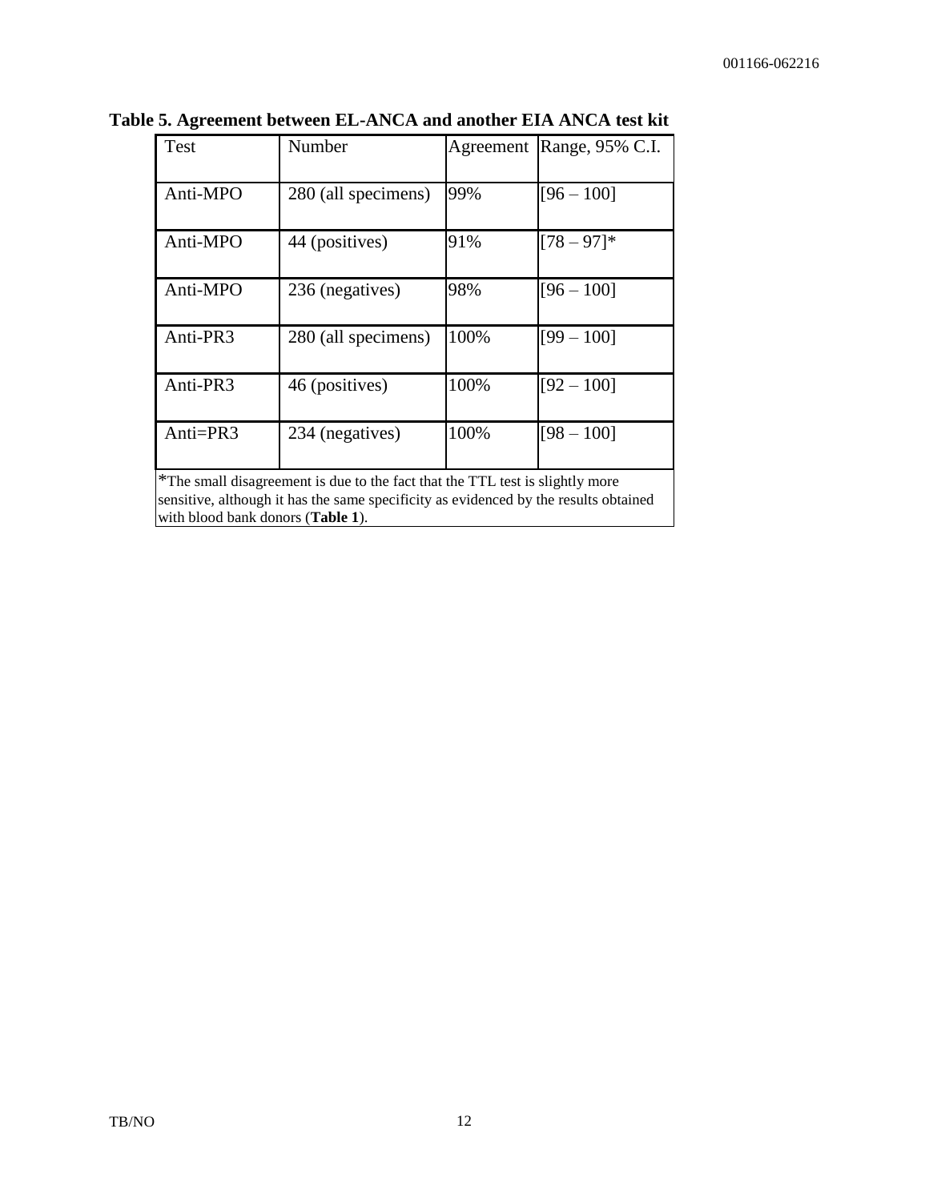**Table 5. Agreement between EL-ANCA and another EIA ANCA test kit**

| Test | Number | Agreement | Range, 95% C.I. |
|---|---|---|---|
| Anti-MPO | 280 (all specimens) | 99% | [96 – 100] |
| Anti-MPO | 44 (positives) | 91% | [78 – 97]* |
| Anti-MPO | 236 (negatives) | 98% | [96 – 100] |
| Anti-PR3 | 280 (all specimens) | 100% | [99 – 100] |
| Anti-PR3 | 46 (positives) | 100% | [92 – 100] |
| Anti=PR3 | 234 (negatives) | 100% | [98 – 100] |

*The small disagreement is due to the fact that the TTL test is slightly more sensitive, although it has the same specificity as evidenced by the results obtained with blood bank donors (**Table 1**).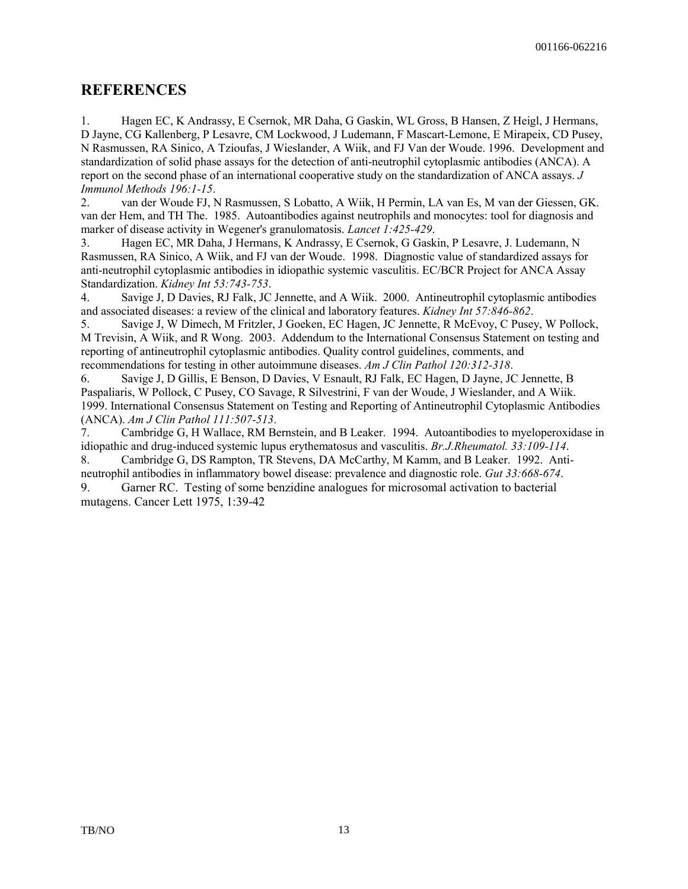## REFERENCES

1. Hagen EC, K Andrassy, E Csernok, MR Daha, G Gaskin, WL Gross, B Hansen, Z Heigl, J Hermans, D Jayne, CG Kallenberg, P Lesavre, CM Lockwood, J Ludemann, F Mascart-Lemone, E Mirapeix, CD Pusey, N Rasmussen, RA Sinico, A Tzioufas, J Wieslander, A Wiik, and FJ Van der Woude. 1996. Development and standardization of solid phase assays for the detection of anti-neutrophil cytoplasmic antibodies (ANCA). A report on the second phase of an international cooperative study on the standardization of ANCA assays. *J Immunol Methods 196:1-15*.
2. van der Woude FJ, N Rasmussen, S Lobatto, A Wiik, H Permin, LA van Es, M van der Giessen, GK. van der Hem, and TH The. 1985. Autoantibodies against neutrophils and monocytes: tool for diagnosis and marker of disease activity in Wegener's granulomatosis. *Lancet 1:425-429*.
3. Hagen EC, MR Daha, J Hermans, K Andrassy, E Csernok, G Gaskin, P Lesavre, J. Ludemann, N Rasmussen, RA Sinico, A Wiik, and FJ van der Woude. 1998. Diagnostic value of standardized assays for anti-neutrophil cytoplasmic antibodies in idiopathic systemic vasculitis. EC/BCR Project for ANCA Assay Standardization. *Kidney Int 53:743-753*.
4. Savige J, D Davies, RJ Falk, JC Jennette, and A Wiik. 2000. Antineutrophil cytoplasmic antibodies and associated diseases: a review of the clinical and laboratory features. *Kidney Int 57:846-862*.
5. Savige J, W Dimech, M Fritzler, J Goeken, EC Hagen, JC Jennette, R McEvoy, C Pusey, W Pollock, M Trevisin, A Wiik, and R Wong. 2003. Addendum to the International Consensus Statement on testing and reporting of antineutrophil cytoplasmic antibodies. Quality control guidelines, comments, and recommendations for testing in other autoimmune diseases. *Am J Clin Pathol 120:312-318*.
6. Savige J, D Gillis, E Benson, D Davies, V Esnault, RJ Falk, EC Hagen, D Jayne, JC Jennette, B Paspaliaris, W Pollock, C Pusey, CO Savage, R Silvestrini, F van der Woude, J Wieslander, and A Wiik. 1999. International Consensus Statement on Testing and Reporting of Antineutrophil Cytoplasmic Antibodies (ANCA). *Am J Clin Pathol 111:507-513*.
7. Cambridge G, H Wallace, RM Bernstein, and B Leaker. 1994. Autoantibodies to myeloperoxidase in idiopathic and drug-induced systemic lupus erythematosus and vasculitis. *Br.J.Rheumatol. 33:109-114*.
8. Cambridge G, DS Rampton, TR Stevens, DA McCarthy, M Kamm, and B Leaker. 1992. Anti-neutrophil antibodies in inflammatory bowel disease: prevalence and diagnostic role. *Gut 33:668-674*.
9. Garner RC. Testing of some benzidine analogues for microsomal activation to bacterial mutagens. Cancer Lett 1975, 1:39-42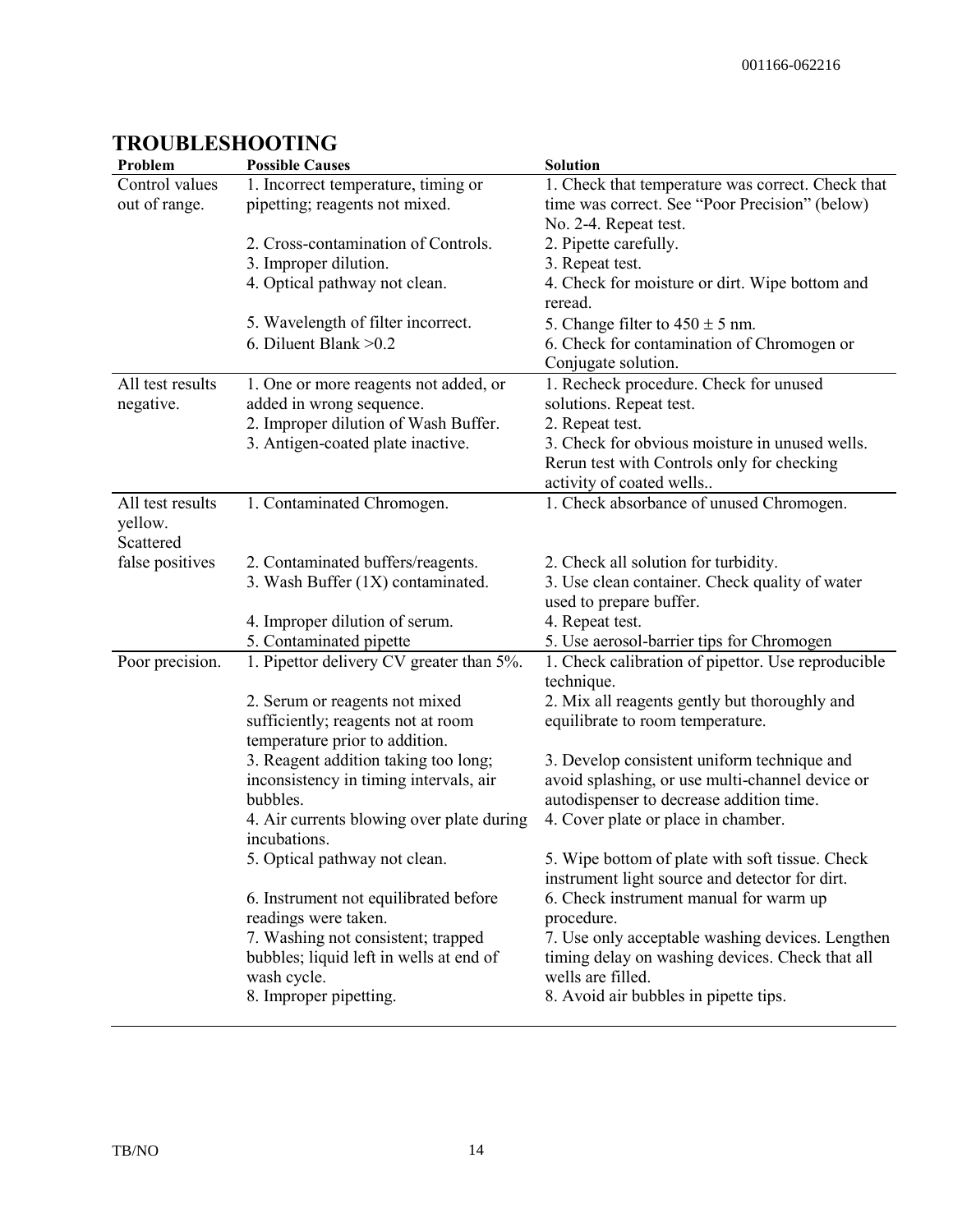## TROUBLESHOOTING

| Problem | Possible Causes | Solution |
|---|---|---|
| Control values out of range. | 1. Incorrect temperature, timing or pipetting; reagents not mixed. | 1. Check that temperature was correct. Check that time was correct. See "Poor Precision" (below) No. 2-4. Repeat test. |
| | 2. Cross-contamination of Controls. | 2. Pipette carefully. |
| | 3. Improper dilution. | 3. Repeat test. |
| | 4. Optical pathway not clean. | 4. Check for moisture or dirt. Wipe bottom and reread. |
| | 5. Wavelength of filter incorrect. | 5. Change filter to 450 ± 5 nm. |
| | 6. Diluent Blank >0.2 | 6. Check for contamination of Chromogen or Conjugate solution. |
| All test results negative. | 1. One or more reagents not added, or added in wrong sequence. | 1. Recheck procedure. Check for unused solutions. Repeat test. |
| | 2. Improper dilution of Wash Buffer. | 2. Repeat test. |
| | 3. Antigen-coated plate inactive. | 3. Check for obvious moisture in unused wells. Rerun test with Controls only for checking activity of coated wells.. |
| All test results yellow. Scattered false positives | 1. Contaminated Chromogen. | 1. Check absorbance of unused Chromogen. |
| | 2. Contaminated buffers/reagents. | 2. Check all solution for turbidity. |
| | 3. Wash Buffer (1X) contaminated. | 3. Use clean container. Check quality of water used to prepare buffer. |
| | 4. Improper dilution of serum. | 4. Repeat test. |
| | 5. Contaminated pipette | 5. Use aerosol-barrier tips for Chromogen |
| Poor precision. | 1. Pipettor delivery CV greater than 5%. | 1. Check calibration of pipettor. Use reproducible technique. |
| | 2. Serum or reagents not mixed sufficiently; reagents not at room temperature prior to addition. | 2. Mix all reagents gently but thoroughly and equilibrate to room temperature. |
| | 3. Reagent addition taking too long; inconsistency in timing intervals, air bubbles. | 3. Develop consistent uniform technique and avoid splashing, or use multi-channel device or autodispenser to decrease addition time. |
| | 4. Air currents blowing over plate during incubations. | 4. Cover plate or place in chamber. |
| | 5. Optical pathway not clean. | 5. Wipe bottom of plate with soft tissue. Check instrument light source and detector for dirt. |
| | 6. Instrument not equilibrated before readings were taken. | 6. Check instrument manual for warm up procedure. |
| | 7. Washing not consistent; trapped bubbles; liquid left in wells at end of wash cycle. | 7. Use only acceptable washing devices. Lengthen timing delay on washing devices. Check that all wells are filled. |
| | 8. Improper pipetting. | 8. Avoid air bubbles in pipette tips. |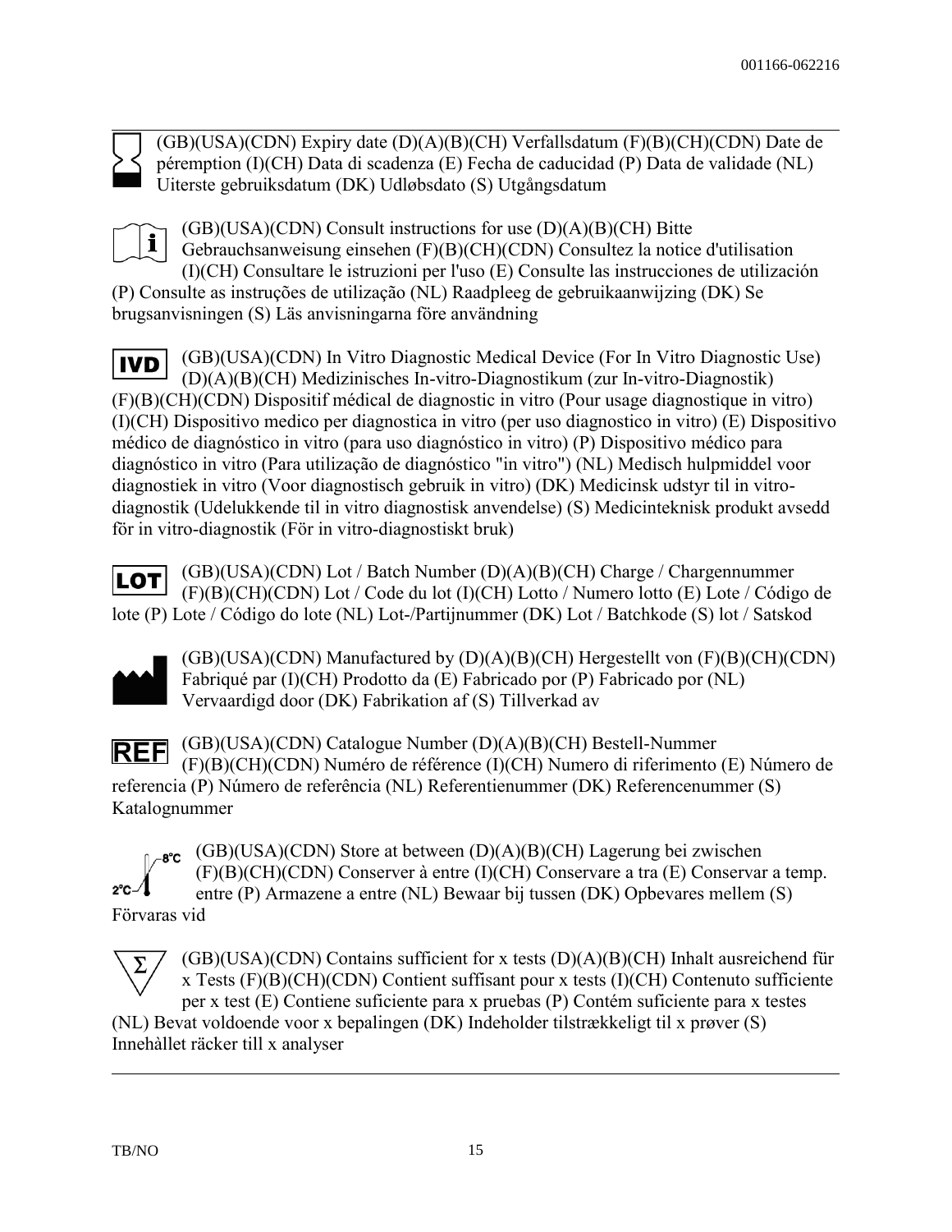(GB)(USA)(CDN) Expiry date (D)(A)(B)(CH) Verfallsdatum (F)(B)(CH)(CDN) Date de péremption (I)(CH) Data di scadenza (E) Fecha de caducidad (P) Data de validade (NL) Uiterste gebruiksdatum (DK) Udløbsdato (S) Utgångsdatum

(GB)(USA)(CDN) Consult instructions for use (D)(A)(B)(CH) Bitte Gebrauchsanweisung einsehen (F)(B)(CH)(CDN) Consultez la notice d'utilisation (I)(CH) Consultare le istruzioni per l'uso (E) Consulte las instrucciones de utilización (P) Consulte as instruções de utilização (NL) Raadpleeg de gebruikaanwijzing (DK) Se brugsanvisningen (S) Läs anvisningarna före användning

IVD (GB)(USA)(CDN) In Vitro Diagnostic Medical Device (For In Vitro Diagnostic Use) (D)(A)(B)(CH) Medizinisches In-vitro-Diagnostikum (zur In-vitro-Diagnostik) (F)(B)(CH)(CDN) Dispositif médical de diagnostic in vitro (Pour usage diagnostique in vitro) (I)(CH) Dispositivo medico per diagnostica in vitro (per uso diagnostico in vitro) (E) Dispositivo médico de diagnóstico in vitro (para uso diagnóstico in vitro) (P) Dispositivo médico para diagnóstico in vitro (Para utilização de diagnóstico "in vitro") (NL) Medisch hulpmiddel voor diagnostiek in vitro (Voor diagnostisch gebruik in vitro) (DK) Medicinsk udstyr til in vitro-diagnostik (Udelukkende til in vitro diagnostisk anvendelse) (S) Medicinteknisk produkt avsedd för in vitro-diagnostik (För in vitro-diagnostiskt bruk)

LOT (GB)(USA)(CDN) Lot / Batch Number (D)(A)(B)(CH) Charge / Chargennummer (F)(B)(CH)(CDN) Lot / Code du lot (I)(CH) Lotto / Numero lotto (E) Lote / Código de lote (P) Lote / Código do lote (NL) Lot-/Partijnummer (DK) Lot / Batchkode (S) lot / Satskod

(GB)(USA)(CDN) Manufactured by (D)(A)(B)(CH) Hergestellt von (F)(B)(CH)(CDN) Fabriqué par (I)(CH) Prodotto da (E) Fabricado por (P) Fabricado por (NL) Vervaardigd door (DK) Fabrikation af (S) Tillverkad av

REF (GB)(USA)(CDN) Catalogue Number (D)(A)(B)(CH) Bestell-Nummer (F)(B)(CH)(CDN) Numéro de référence (I)(CH) Numero di riferimento (E) Número de referencia (P) Número de referência (NL) Referentienummer (DK) Referencenummer (S) Katalognummer

2°C 8°C (GB)(USA)(CDN) Store at between (D)(A)(B)(CH) Lagerung bei zwischen (F)(B)(CH)(CDN) Conserver à entre (I)(CH) Conservare a tra (E) Conservar a temp. entre (P) Armazene a entre (NL) Bewaar bij tussen (DK) Opbevares mellem (S) Förvaras vid

Σ (GB)(USA)(CDN) Contains sufficient for x tests (D)(A)(B)(CH) Inhalt ausreichend für x Tests (F)(B)(CH)(CDN) Contient suffisant pour x tests (I)(CH) Contenuto sufficiente per x test (E) Contiene suficiente para x pruebas (P) Contém suficiente para x testes (NL) Bevat voldoende voor x bepalingen (DK) Indeholder tilstrækkeligt til x prøver (S) Innehållet räcker till x analyser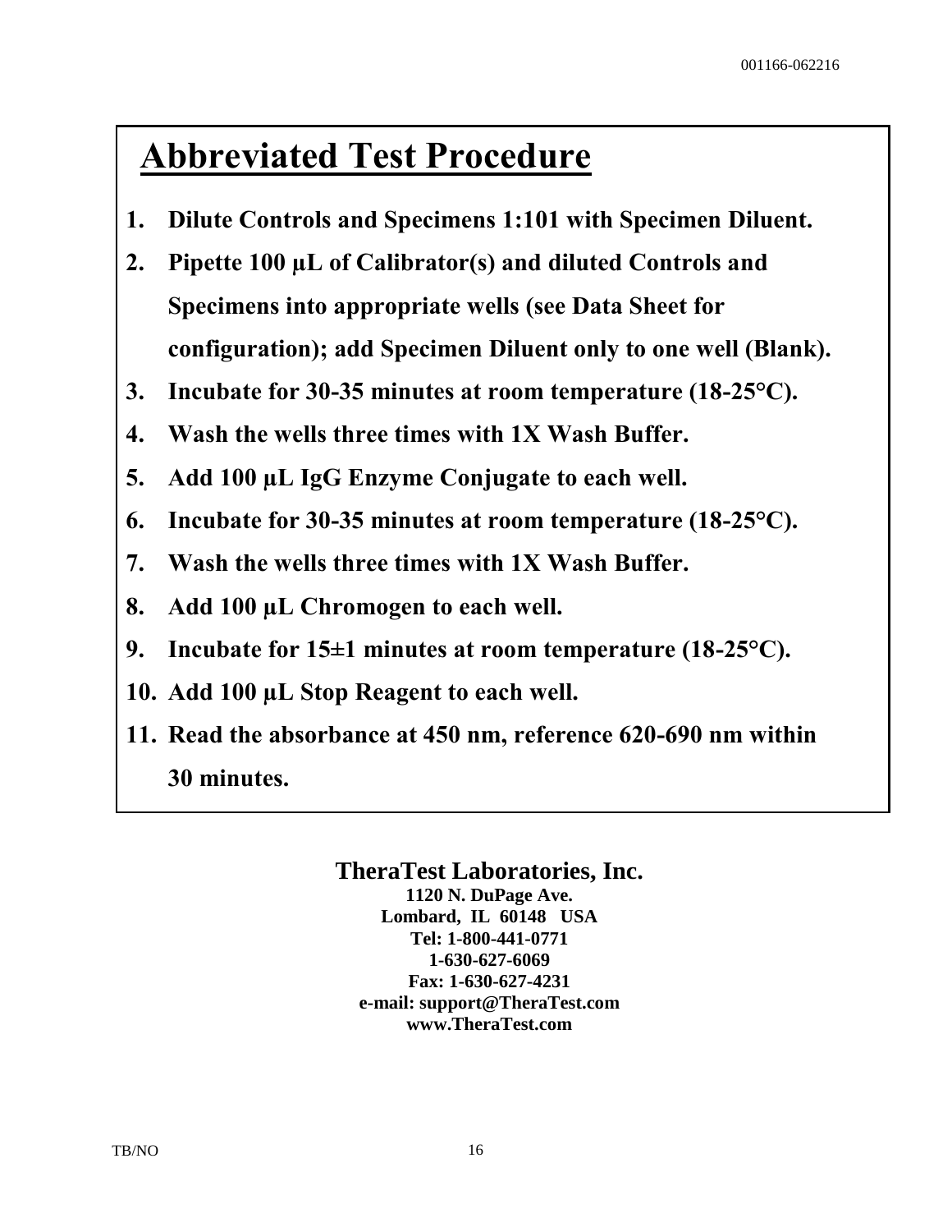# Abbreviated Test Procedure

1. **Dilute Controls and Specimens 1:101 with Specimen Diluent.**
2. **Pipette 100 µL of Calibrator(s) and diluted Controls and Specimens into appropriate wells (see Data Sheet for configuration); add Specimen Diluent only to one well (Blank).**
3. **Incubate for 30-35 minutes at room temperature (18-25°C).**
4. **Wash the wells three times with 1X Wash Buffer.**
5. **Add 100 µL IgG Enzyme Conjugate to each well.**
6. **Incubate for 30-35 minutes at room temperature (18-25°C).**
7. **Wash the wells three times with 1X Wash Buffer.**
8. **Add 100 µL Chromogen to each well.**
9. **Incubate for 15±1 minutes at room temperature (18-25°C).**
10. **Add 100 µL Stop Reagent to each well.**
11. **Read the absorbance at 450 nm, reference 620-690 nm within 30 minutes.**

**TheraTest Laboratories, Inc.**
**1120 N. DuPage Ave.**
**Lombard, IL 60148 USA**
**Tel: 1-800-441-0771**
**1-630-627-6069**
**Fax: 1-630-627-4231**
**e-mail: support@TheraTest.com**
**www.TheraTest.com**